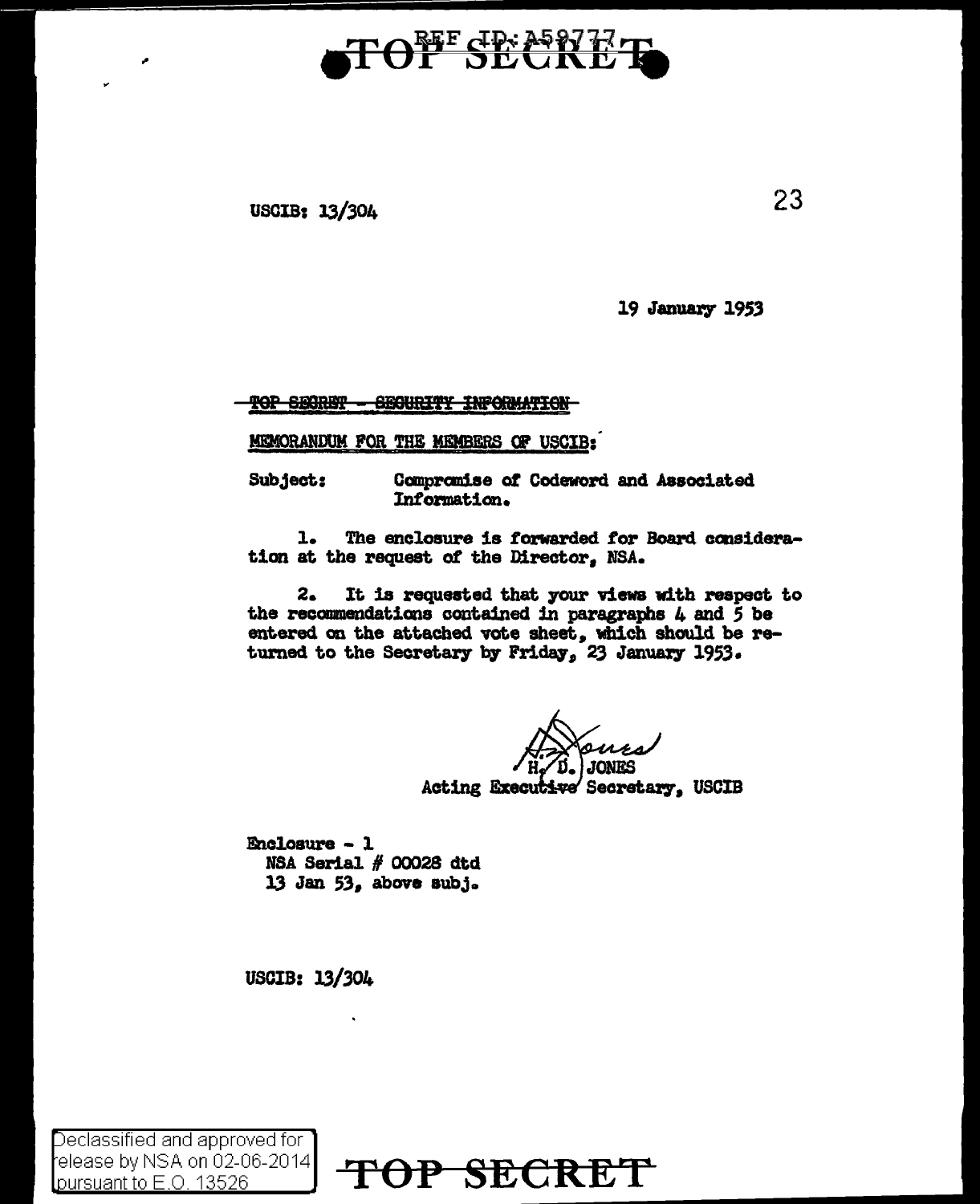TOP SECRET

USCIB: 13/304

19 January 1953

~~TOP SECRET - SECURITY INFORMATION~~

MEMORANDUM FOR THE MEMBERS OF USCIB:

Subject: Compromise of Codeword and Associated Information.

1. The enclosure is forwarded for Board consideration at the request of the Director, NSA.

2. It is requested that your views with respect to the recommendations contained in paragraphs 4 and 5 be entered on the attached vote sheet, which should be returned to the Secretary by Friday, 23 January 1953.

H. D. JONES
Acting Executive Secretary, USCIB

Enclosure - 1
NSA Serial # 00028 dtd
13 Jan 53, above subj.

USCIB: 13/304

TOP SECRET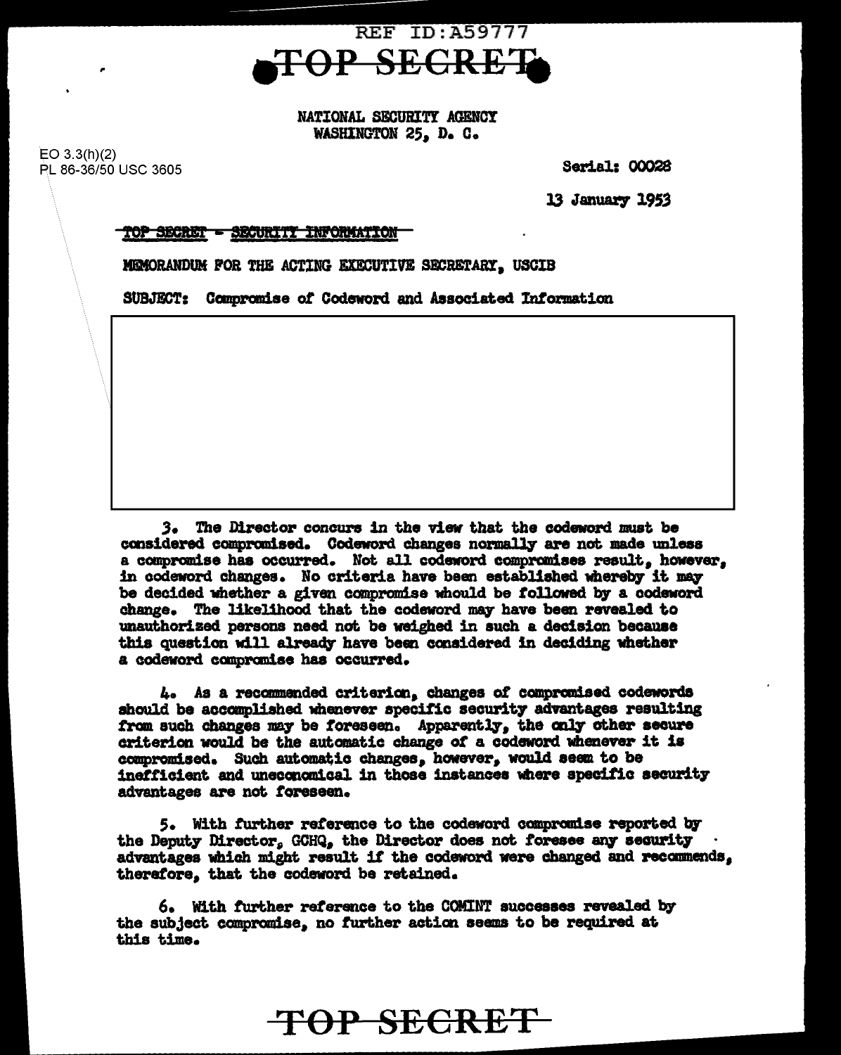REF ID:A59777

TOP SECRET

NATIONAL SECURITY AGENCY
WASHINGTON 25, D. C.

EO 3.3(h)(2)
PL 86-36/50 USC 3605

Serial: 00028

13 January 1953

~~TOP SECRET - SECURITY INFORMATION~~

MEMORANDUM FOR THE ACTING EXECUTIVE SECRETARY, USCIB

SUBJECT: Compromise of Codeword and Associated Information

3. The Director concurs in the view that the codeword must be considered compromised. Codeword changes normally are not made unless a compromise has occurred. Not all codeword compromises result, however, in codeword changes. No criteria have been established whereby it may be decided whether a given compromise whould be followed by a codeword change. The likelihood that the codeword may have been revealed to unauthorized persons need not be weighed in such a decision because this question will already have been considered in deciding whether a codeword compromise has occurred.

4. As a recommended criterion, changes of compromised codewords should be accomplished whenever specific security advantages resulting from such changes may be foreseen. Apparently, the only other secure criterion would be the automatic change of a codeword whenever it is compromised. Such automatic changes, however, would seem to be inefficient and uneconomical in those instances where specific security advantages are not foreseen.

5. With further reference to the codeword compromise reported by the Deputy Director, GCHQ, the Director does not foresee any security advantages which might result if the codeword were changed and recommends, therefore, that the codeword be retained.

6. With further reference to the COMINT successes revealed by the subject compromise, no further action seems to be required at this time.

TOP SECRET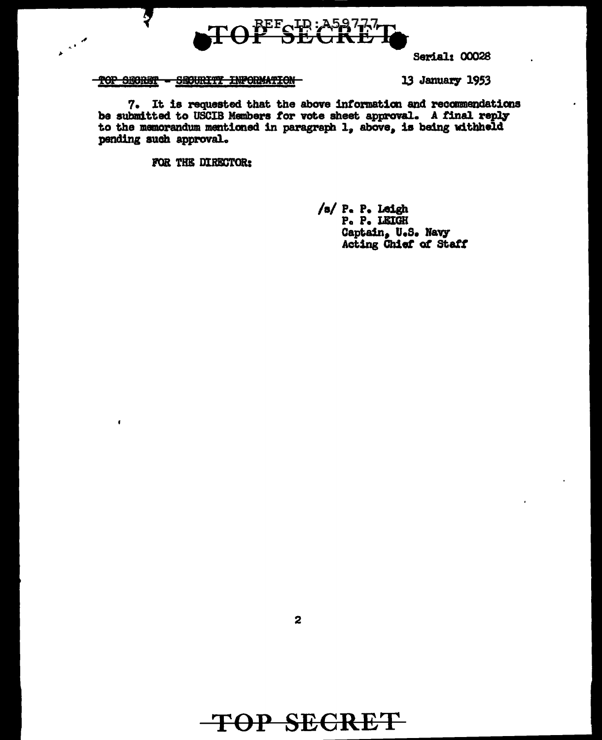TOP SECRET

REF ID:A59777

Serial: 00028

~~TOP SECRET - SECURITY INFORMATION~~

13 January 1953

7. It is requested that the above information and recommendations be submitted to USCIB Members for vote sheet approval. A final reply to the memorandum mentioned in paragraph 1, above, is being withheld pending such approval.

FOR THE DIRECTOR:

/s/ P. P. Leigh
P. P. LEIGH
Captain, U.S. Navy
Acting Chief of Staff

TOP SECRET